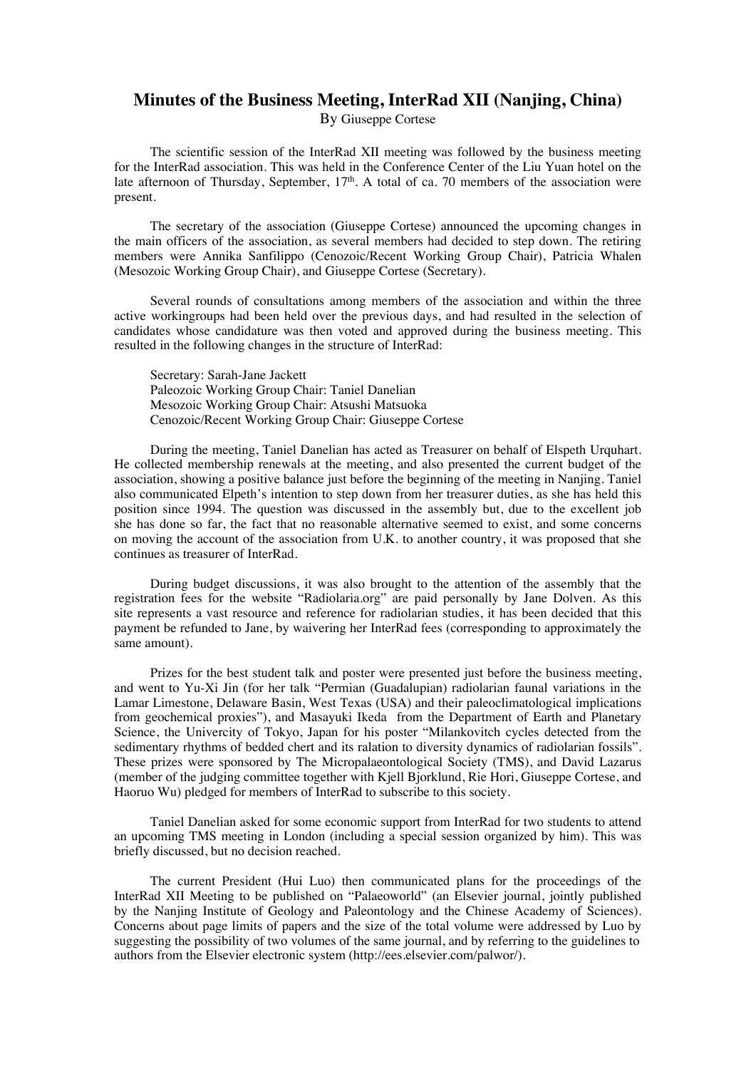# Minutes of the Business Meeting, InterRad XII (Nanjing, China)

By Giuseppe Cortese

The scientific session of the InterRad XII meeting was followed by the business meeting for the InterRad association. This was held in the Conference Center of the Liu Yuan hotel on the late afternoon of Thursday, September, 17th. A total of ca. 70 members of the association were present.

The secretary of the association (Giuseppe Cortese) announced the upcoming changes in the main officers of the association, as several members had decided to step down. The retiring members were Annika Sanfilippo (Cenozoic/Recent Working Group Chair), Patricia Whalen (Mesozoic Working Group Chair), and Giuseppe Cortese (Secretary).

Several rounds of consultations among members of the association and within the three active workingroups had been held over the previous days, and had resulted in the selection of candidates whose candidature was then voted and approved during the business meeting. This resulted in the following changes in the structure of InterRad:

Secretary: Sarah-Jane Jackett
Paleozoic Working Group Chair: Taniel Danelian
Mesozoic Working Group Chair: Atsushi Matsuoka
Cenozoic/Recent Working Group Chair: Giuseppe Cortese

During the meeting, Taniel Danelian has acted as Treasurer on behalf of Elspeth Urquhart. He collected membership renewals at the meeting, and also presented the current budget of the association, showing a positive balance just before the beginning of the meeting in Nanjing. Taniel also communicated Elpeth's intention to step down from her treasurer duties, as she has held this position since 1994. The question was discussed in the assembly but, due to the excellent job she has done so far, the fact that no reasonable alternetive seemed to exist, and some concerns on moving the account of the association from U.K. to another country, it was proposed that she continues as treasurer of InterRad.

During budget discussions, it was also brought to the attention of the assembly that the registration fees for the website "Radiolaria.org" are paid personally by Jane Dolven. As this site represents a vast resource and reference for radiolarian studies, it has been decided that this payment be refunded to Jane, by waivering her InterRad fees (corresponding to approximately the same amount).

Prizes for the best student talk and poster were presented just before the business meeting, and went to Yu-Xi Jin (for her talk "Permian (Guadalupian) radiolarian faunal variations in the Lamar Limestone, Delaware Basin, West Texas (USA) and their paleoclimatological implications from geochemical proxies"), and Masayuki Ikeda from the Department of Earth and Planetary Science, the Univercity of Tokyo, Japan for his poster "Milankovitch cycles detected from the sedimentary rhythms of bedded chert and its ralation to diversity dynamics of radiolarian fossils". These prizes were sponsored by The Micropalaeontological Society (TMS), and David Lazarus (member of the judging committee together with Kjell Bjorklund, Rie Hori, Giuseppe Cortese, and Haoruo Wu) pledged for members of InterRad to subscribe to this society.

Taniel Danelian asked for some economic support from InterRad for two students to attend an upcoming TMS meeting in London (including a special session organized by him). This was briefly discussed, but no decision reached.

The current President (Hui Luo) then communicated plans for the proceedings of the InterRad XII Meeting to be published on "Palaeoworld" (an Elsevier journal, jointly published by the Nanjing Institute of Geology and Paleontology and the Chinese Academy of Sciences). Concerns about page limits of papers and the size of the total volume were addressed by Luo by suggesting the possibility of two volumes of the same journal, and by referring to the guidelines to authors from the Elsevier electronic system (http://ees.elsevier.com/palwor/).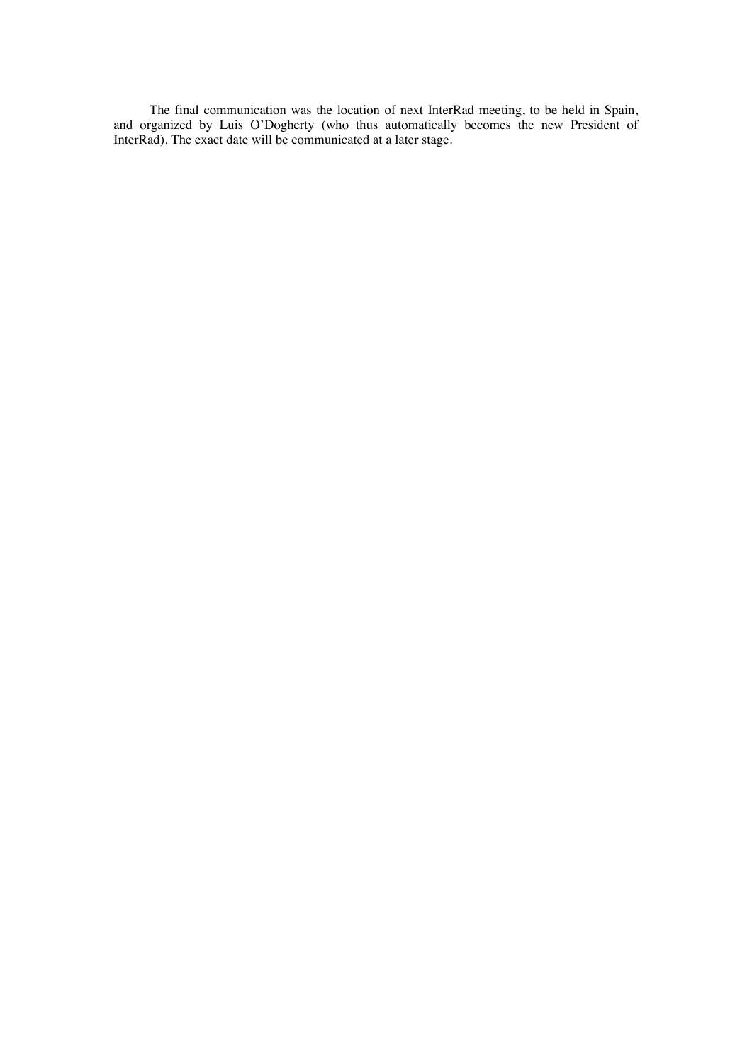The final communication was the location of next InterRad meeting, to be held in Spain, and organized by Luis O'Dogherty (who thus automatically becomes the new President of InterRad). The exact date will be communicated at a later stage.